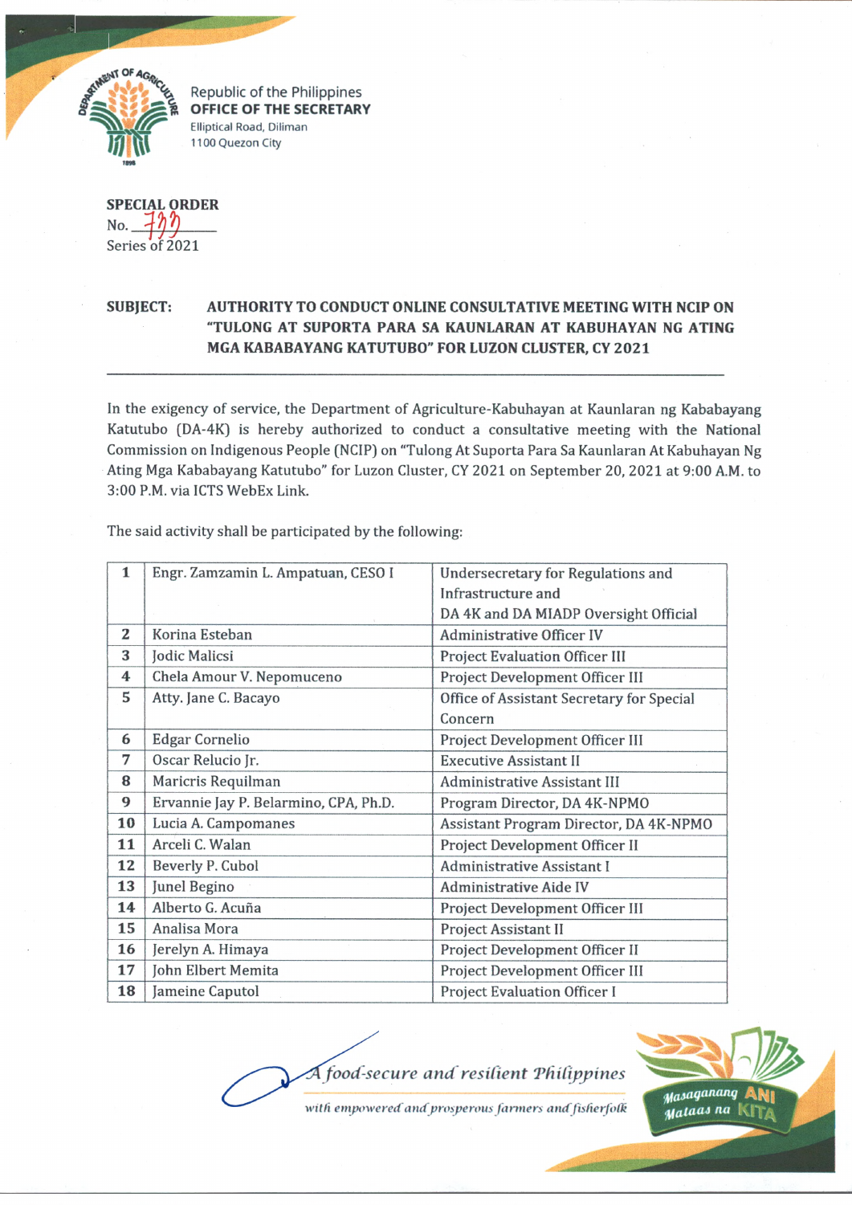Republic of the Philippines
**OFFICE OF THE SECRETARY**
Elliptical Road, Diliman
1100 Quezon City

**SPECIAL ORDER**
No. 733
Series of 2021

**SUBJECT: AUTHORITY TO CONDUCT ONLINE CONSULTATIVE MEETING WITH NCIP ON "TULONG AT SUPORTA PARA SA KAUNLARAN AT KABUHAYAN NG ATING MGA KABABAYANG KATUTUBO" FOR LUZON CLUSTER, CY 2021**

---

In the exigency of service, the Department of Agriculture-Kabuhayan at Kaunlaran ng Kababayang Katutubo (DA-4K) is hereby authorized to conduct a consultative meeting with the National Commission on Indigenous People (NCIP) on "Tulong At Suporta Para Sa Kaunlaran At Kabuhayan Ng Ating Mga Kababayang Katutubo" for Luzon Cluster, CY 2021 on September 20, 2021 at 9:00 A.M. to 3:00 P.M. via ICTS WebEx Link.

The said activity shall be participated by the following:

| | | |
|---|---|---|
| 1 | Engr. Zamzamin L. Ampatuan, CESO I | Undersecretary for Regulations and Infrastructure and DA 4K and DA MIADP Oversight Official |
| 2 | Korina Esteban | Administrative Officer IV |
| 3 | Jodic Malicsi | Project Evaluation Officer III |
| 4 | Chela Amour V. Nepomuceno | Project Development Officer III |
| 5 | Atty. Jane C. Bacayo | Office of Assistant Secretary for Special Concern |
| 6 | Edgar Cornelio | Project Development Officer III |
| 7 | Oscar Relucio Jr. | Executive Assistant II |
| 8 | Maricris Requilman | Administrative Assistant III |
| 9 | Ervannie Jay P. Belarmino, CPA, Ph.D. | Program Director, DA 4K-NPMO |
| 10 | Lucia A. Campomanes | Assistant Program Director, DA 4K-NPMO |
| 11 | Arceli C. Walan | Project Development Officer II |
| 12 | Beverly P. Cubol | Administrative Assistant I |
| 13 | Junel Begino | Administrative Aide IV |
| 14 | Alberto G. Acuña | Project Development Officer III |
| 15 | Analisa Mora | Project Assistant II |
| 16 | Jerelyn A. Himaya | Project Development Officer II |
| 17 | John Elbert Memita | Project Development Officer III |
| 18 | Jameine Caputol | Project Evaluation Officer I |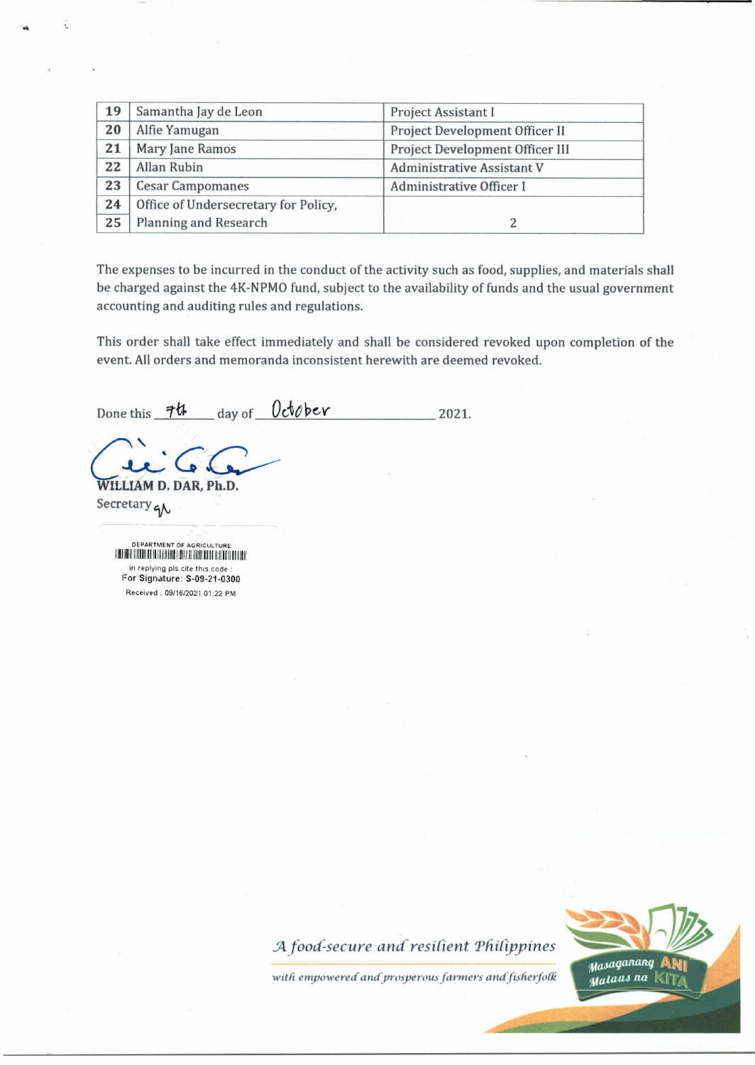| | | |
|---|---|---|
| 19 | Samantha Jay de Leon | Project Assistant I |
| 20 | Alfie Yamugan | Project Development Officer II |
| 21 | Mary Jane Ramos | Project Development Officer III |
| 22 | Allan Rubin | Administrative Assistant V |
| 23 | Cesar Campomanes | Administrative Officer I |
| 24 | Office of Undersecretary for Policy, | |
| 25 | Planning and Research | 2 |

The expenses to be incurred in the conduct of the activity such as food, supplies, and materials shall be charged against the 4K-NPMO fund, subject to the availability of funds and the usual government accounting and auditing rules and regulations.

This order shall take effect immediately and shall be considered revoked upon completion of the event. All orders and memoranda inconsistent herewith are deemed revoked.

Done this 7th day of October 2021.

**WILLIAM D. DAR, Ph.D.**
Secretary

DEPARTMENT OF AGRICULTURE
in replying pls cite this code :
For Signature: S-09-21-0300
Received : 09/16/2021 01:22 PM

*A food-secure and resilient Philippines*

*with empowered and prosperous farmers and fisherfolk*

Masaganang ANI Mataas na KITA